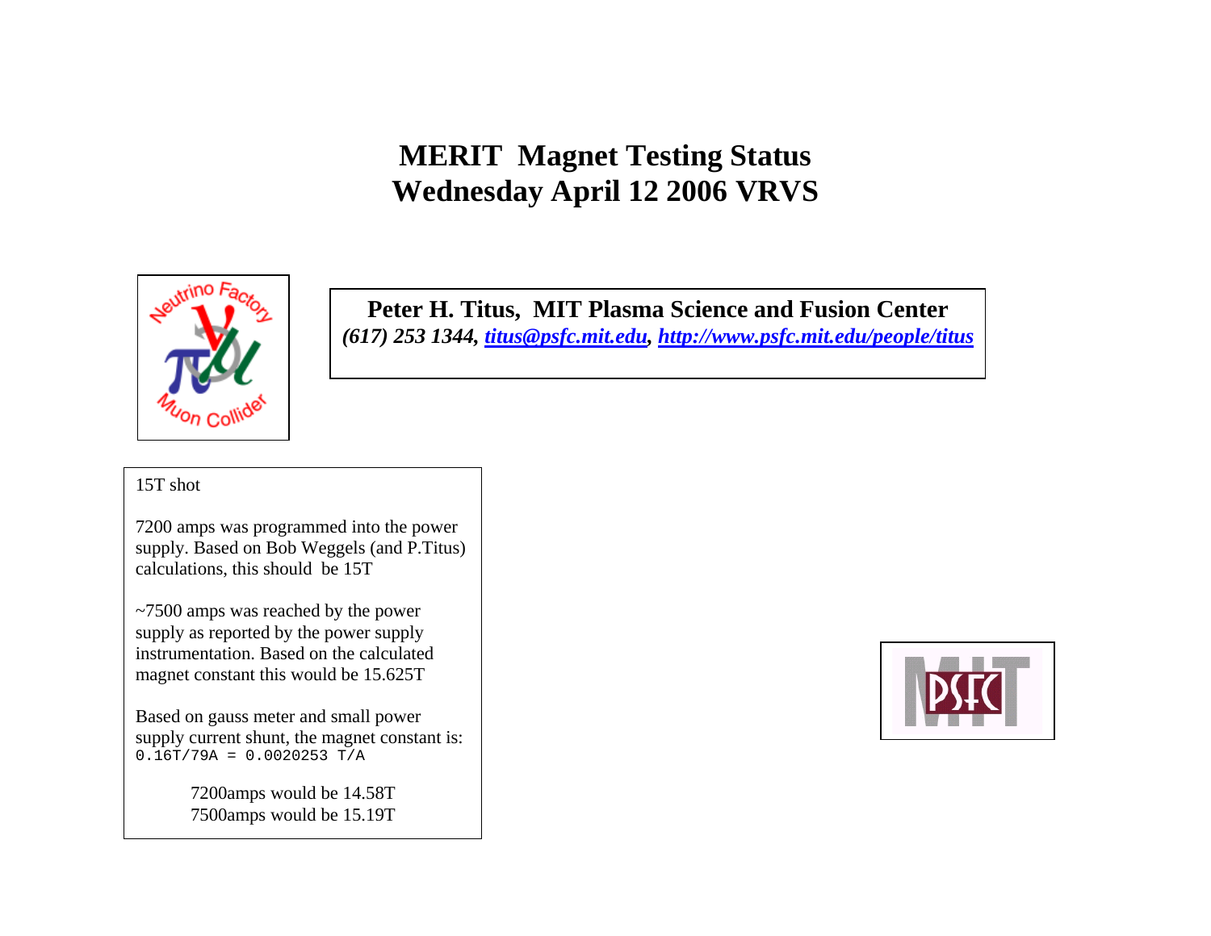# MERIT Magnet Testing Status
# Wednesday April 12 2006 VRVS

**Peter H. Titus, MIT Plasma Science and Fusion Center**
***(617) 253 1344, [titus@psfc.mit.edu](mailto:titus@psfc.mit.edu), [http://www.psfc.mit.edu/people/titus](http://www.psfc.mit.edu/people/titus)***

15T shot

7200 amps was programmed into the power supply. Based on Bob Weggels (and P.Titus) calculations, this should be 15T

~7500 amps was reached by the power supply as reported by the power supply instrumentation. Based on the calculated magnet constant this would be 15.625T

Based on gauss meter and small power supply current shunt, the magnet constant is:
`0.16T/79A = 0.0020253 T/A`

7200amps would be 14.58T
7500amps would be 15.19T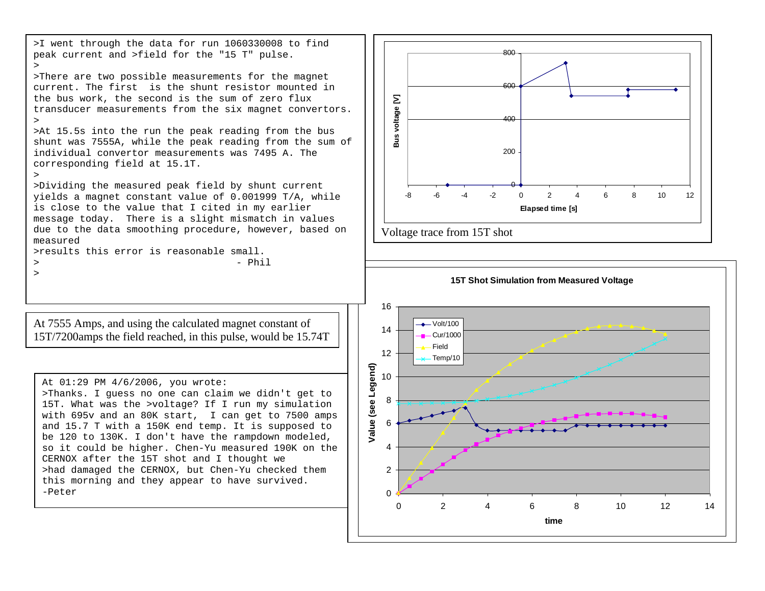>I went through the data for run 1060330008 to find peak current and >field for the "15 T" pulse.
>
>There are two possible measurements for the magnet current. The first is the shunt resistor mounted in the bus work, the second is the sum of zero flux transducer measurements from the six magnet convertors.
>
>At 15.5s into the run the peak reading from the bus shunt was 7555A, while the peak reading from the sum of individual convertor measurements was 7495 A. The corresponding field at 15.1T.
>
>Dividing the measured peak field by shunt current yields a magnet constant value of 0.001999 T/A, while is close to the value that I cited in my earlier message today. There is a slight mismatch in values due to the data smoothing procedure, however, based on measured
>results this error is reasonable small.
> - Phil
>

Voltage trace from 15T shot

At 7555 Amps, and using the calculated magnet constant of 15T/7200amps the field reached, in this pulse, would be 15.74T

At 01:29 PM 4/6/2006, you wrote:
>Thanks. I guess no one can claim we didn't get to 15T. What was the >voltage? If I run my simulation with 695v and an 80K start, I can get to 7500 amps and 15.7 T with a 150K end temp. It is supposed to be 120 to 130K. I don't have the rampdown modeled, so it could be higher. Chen-Yu measured 190K on the CERNOX after the 15T shot and I thought we
>had damaged the CERNOX, but Chen-Yu checked them this morning and they appear to have survived.
-Peter

15T Shot Simulation from Measured Voltage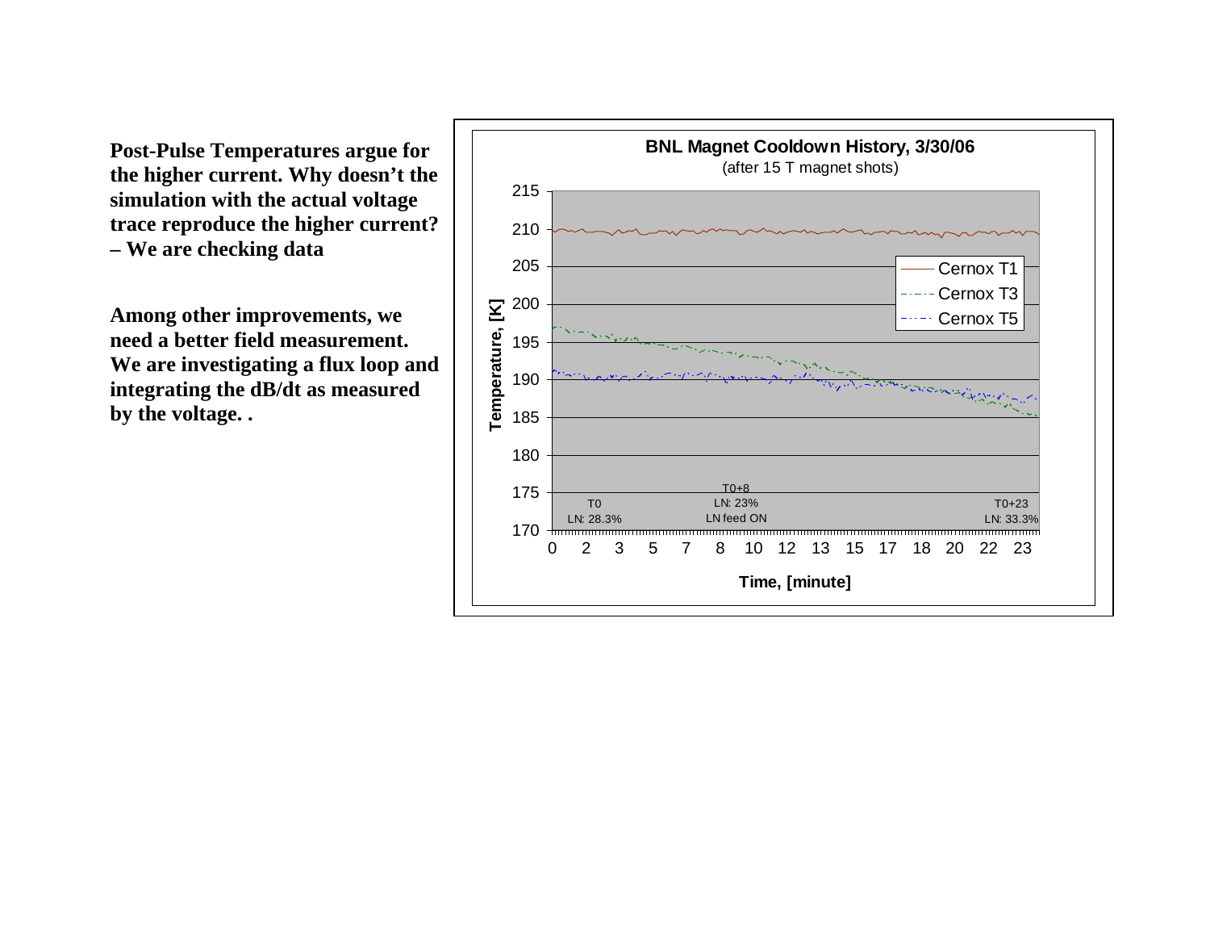**Post-Pulse Temperatures argue for the higher current. Why doesn't the simulation with the actual voltage trace reproduce the higher current? – We are checking data**

**Among other improvements, we need a better field measurement. We are investigating a flux loop and integrating the dB/dt as measured by the voltage. .**

**BNL Magnet Cooldown History, 3/30/06**

(after 15 T magnet shots)

Temperature, [K]

Time, [minute]

Cernox T1

Cernox T3

Cernox T5

T0
LN: 28.3%

T0+8
LN: 23%
LN feed ON

T0+23
LN: 33.3%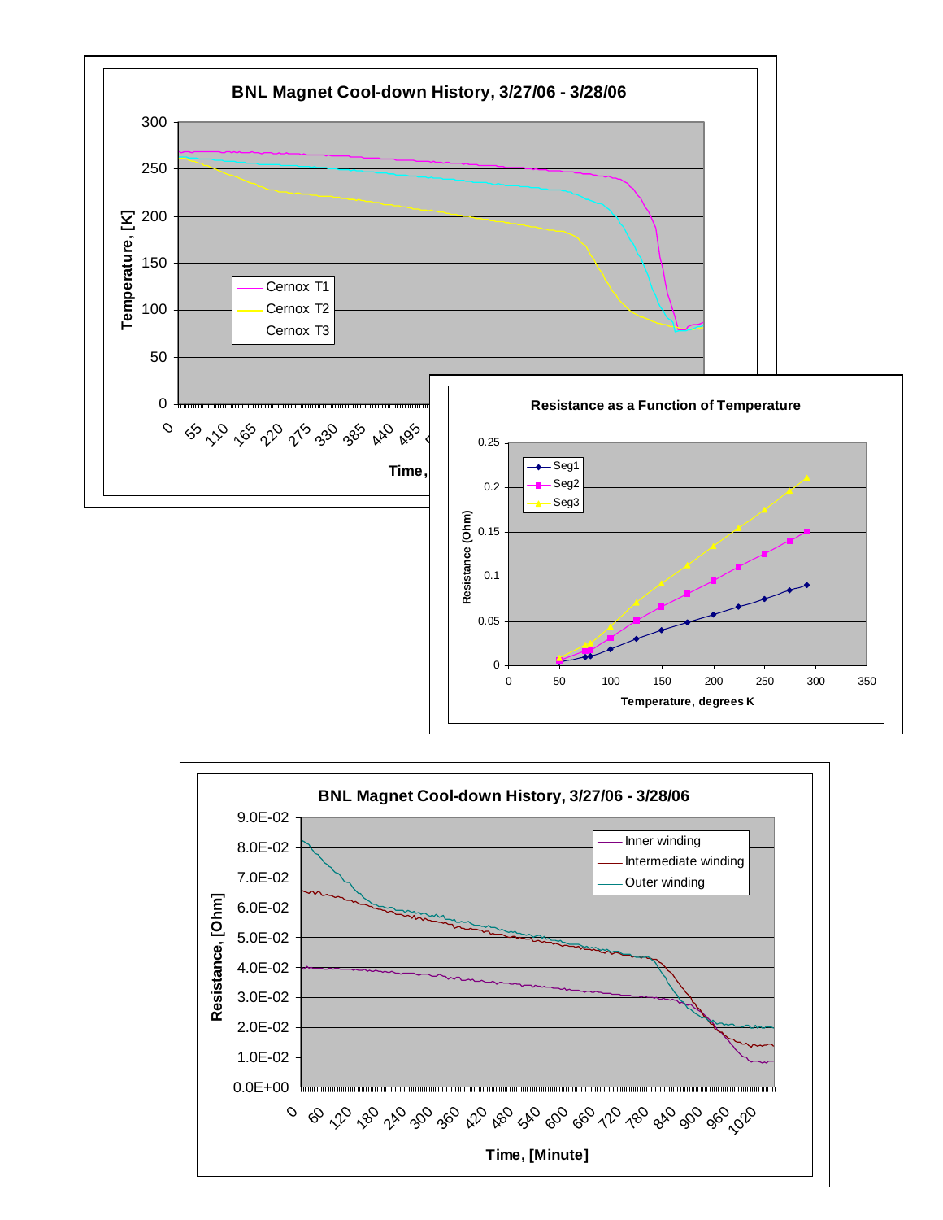BNL Magnet Cool-down History, 3/27/06 - 3/28/06

Temperature, [K]

300
250
200
150
100
50
0

Cernox T1
Cernox T2
Cernox T3

0 55 110 165 220 275 330 385 440 495

Time,

Resistance as a Function of Temperature

Resistance (Ohm)

0.25
0.2
0.15
0.1
0.05
0

Seg1
Seg2
Seg3

0 50 100 150 200 250 300 350

Temperature, degrees K

BNL Magnet Cool-down History, 3/27/06 - 3/28/06

Resistance, [Ohm]

9.0E-02
8.0E-02
7.0E-02
6.0E-02
5.0E-02
4.0E-02
3.0E-02
2.0E-02
1.0E-02
0.0E+00

Inner winding
Intermediate winding
Outer winding

0 60 120 180 240 300 360 420 480 540 600 660 720 780 840 900 960 1020

Time, [Minute]